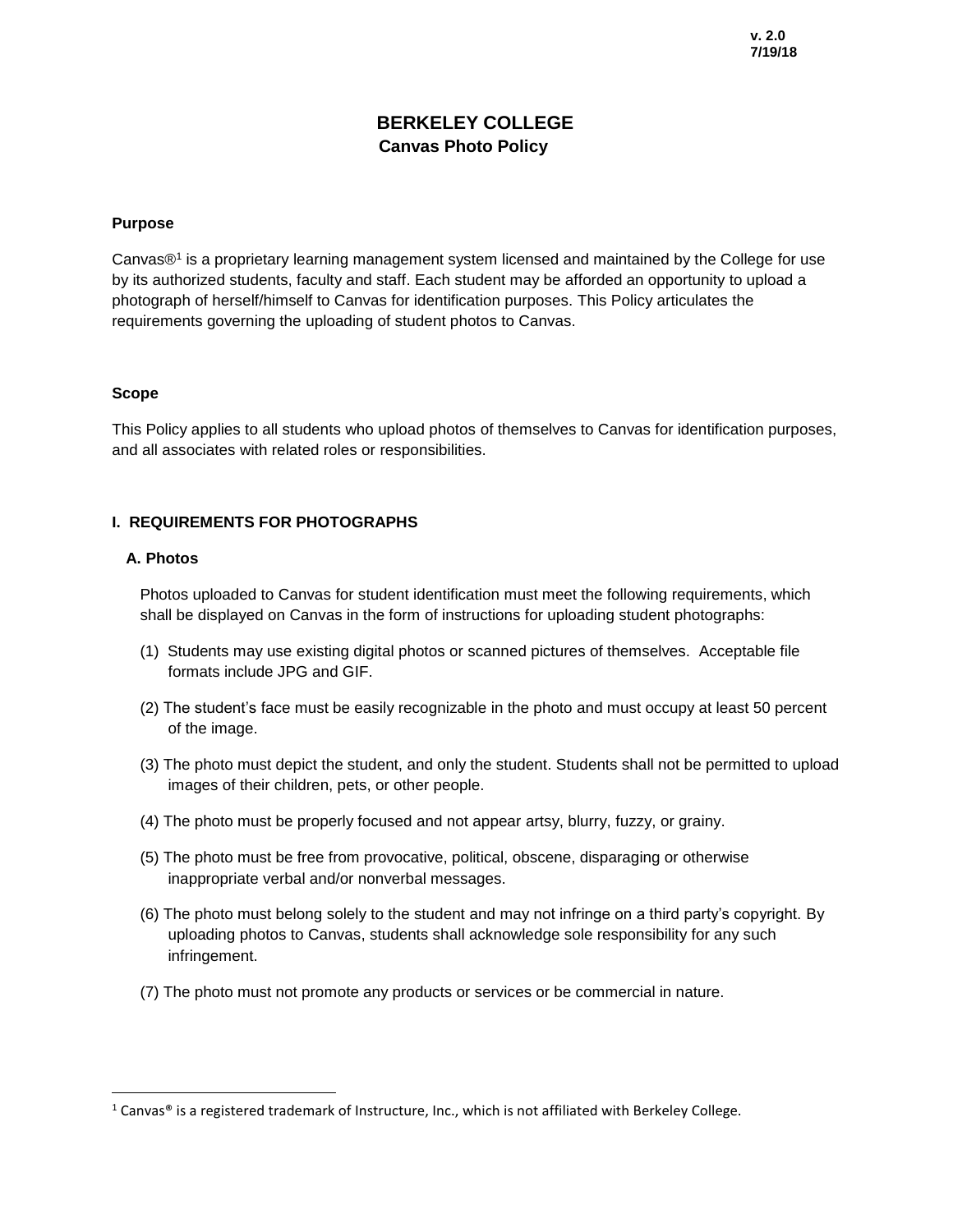v. 2.0
7/19/18

# BERKELEY COLLEGE
## Canvas Photo Policy

### Purpose

Canvas®[1] is a proprietary learning management system licensed and maintained by the College for use by its authorized students, faculty and staff. Each student may be afforded an opportunity to upload a photograph of herself/himself to Canvas for identification purposes. This Policy articulates the requirements governing the uploading of student photos to Canvas.

### Scope

This Policy applies to all students who upload photos of themselves to Canvas for identification purposes, and all associates with related roles or responsibilities.

### I. REQUIREMENTS FOR PHOTOGRAPHS

#### A. Photos

Photos uploaded to Canvas for student identification must meet the following requirements, which shall be displayed on Canvas in the form of instructions for uploading student photographs:

(1) Students may use existing digital photos or scanned pictures of themselves. Acceptable file formats include JPG and GIF.

(2) The student's face must be easily recognizable in the photo and must occupy at least 50 percent of the image.

(3) The photo must depict the student, and only the student. Students shall not be permitted to upload images of their children, pets, or other people.

(4) The photo must be properly focused and not appear artsy, blurry, fuzzy, or grainy.

(5) The photo must be free from provocative, political, obscene, disparaging or otherwise inappropriate verbal and/or nonverbal messages.

(6) The photo must belong solely to the student and may not infringe on a third party's copyright. By uploading photos to Canvas, students shall acknowledge sole responsibility for any such infringement.

(7) The photo must not promote any products or services or be commercial in nature.

---

[1] Canvas® is a registered trademark of Instructure, Inc., which is not affiliated with Berkeley College.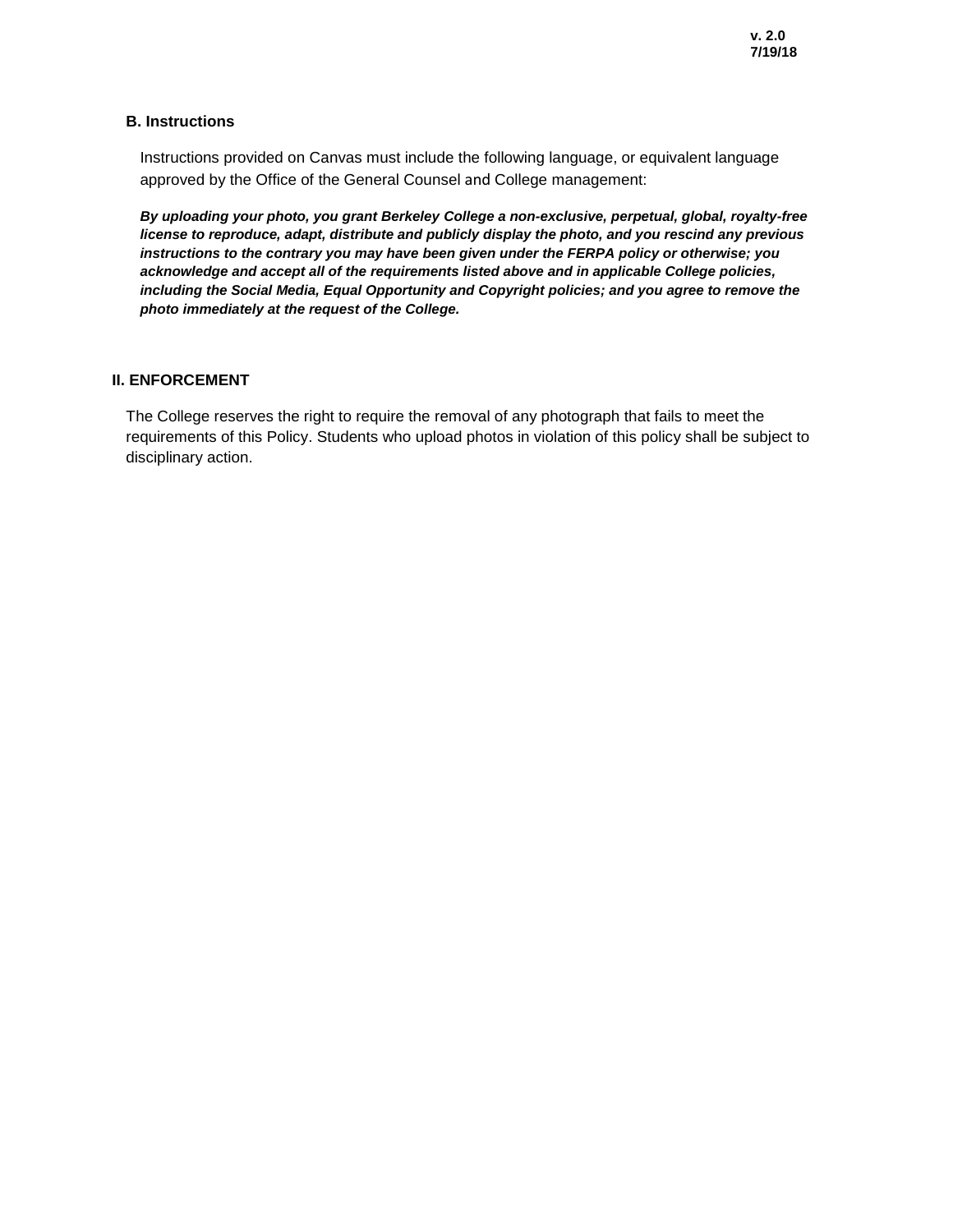### B. Instructions

Instructions provided on Canvas must include the following language, or equivalent language approved by the Office of the General Counsel and College management:

***By uploading your photo, you grant Berkeley College a non-exclusive, perpetual, global, royalty-free license to reproduce, adapt, distribute and publicly display the photo, and you rescind any previous instructions to the contrary you may have been given under the FERPA policy or otherwise; you acknowledge and accept all of the requirements listed above and in applicable College policies, including the Social Media, Equal Opportunity and Copyright policies; and you agree to remove the photo immediately at the request of the College.***

## II. ENFORCEMENT

The College reserves the right to require the removal of any photograph that fails to meet the requirements of this Policy. Students who upload photos in violation of this policy shall be subject to disciplinary action.